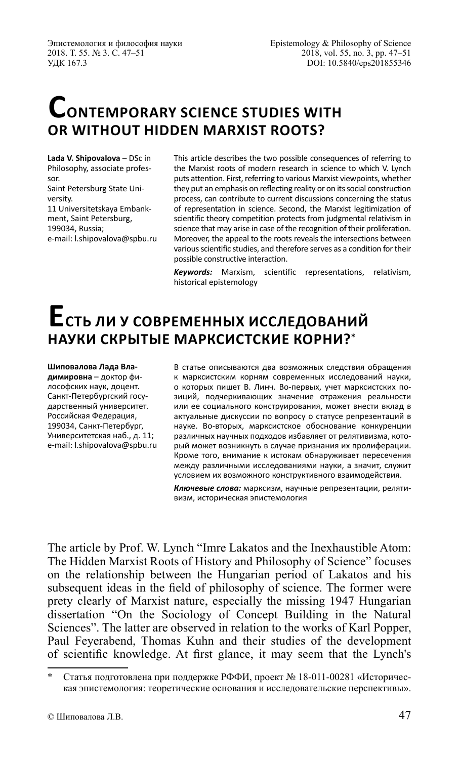# Contemporary science studies with or without hidden Marxist roots?

**Lada V. Shipovalova** – DSc in Philosophy, associate professor.
Saint Petersburg State University.
11 Universitetskaya Embankment, Saint Petersburg, 199034, Russia;
e-mail: l.shipovalova@spbu.ru

This article describes the two possible consequences of referring to the Marxist roots of modern research in science to which V. Lynch puts attention. First, referring to various Marxist viewpoints, whether they put an emphasis on reflecting reality or on its social construction process, can contribute to current discussions concerning the status of representation in science. Second, the Marxist legitimization of scientific theory competition protects from judgmental relativism in science that may arise in case of the recognition of their proliferation. Moreover, the appeal to the roots reveals the intersections between various scientific studies, and therefore serves as a condition for their possible constructive interaction.

***Keywords:*** Marxism, scientific representations, relativism, historical epistemology

# Есть ли у современных исследований науки скрытые марксистские корни?*

**Шиповалова Лада Владимировна** – доктор философских наук, доцент.
Санкт-Петербургский государственный университет.
Российская Федерация, 199034, Санкт-Петербург, Университетская наб., д. 11;
e-mail: l.shipovalova@spbu.ru

В статье описываются два возможных следствия обращения к марксистским корням современных исследований науки, о которых пишет В. Линч. Во-первых, учет марксистских позиций, подчеркивающих значение отражения реальности или ее социального конструирования, может внести вклад в актуальные дискуссии по вопросу о статусе репрезентаций в науке. Во-вторых, марксистское обоснование конкуренции различных научных подходов избавляет от релятивизма, который может возникнуть в случае признания их пролиферации. Кроме того, внимание к истокам обнаруживает пересечения между различными исследованиями науки, а значит, служит условием их возможного конструктивного взаимодействия.

***Ключевые слова:*** марксизм, научные репрезентации, релятивизм, историческая эпистемология

The article by Prof. W. Lynch "Imre Lakatos and the Inexhaustible Atom: The Hidden Marxist Roots of History and Philosophy of Science" focuses on the relationship between the Hungarian period of Lakatos and his subsequent ideas in the field of philosophy of science. The former were prety clearly of Marxist nature, especially the missing 1947 Hungarian dissertation "On the Sociology of Concept Building in the Natural Sciences". The latter are observed in relation to the works of Karl Popper, Paul Feyerabend, Thomas Kuhn and their studies of the development of scientific knowledge. At first glance, it may seem that the Lynch's

\* Статья подготовлена при поддержке РФФИ, проект № 18-011-00281 «Историческая эпистемология: теоретические основания и исследовательские перспективы».

© Шиповалова Л.В.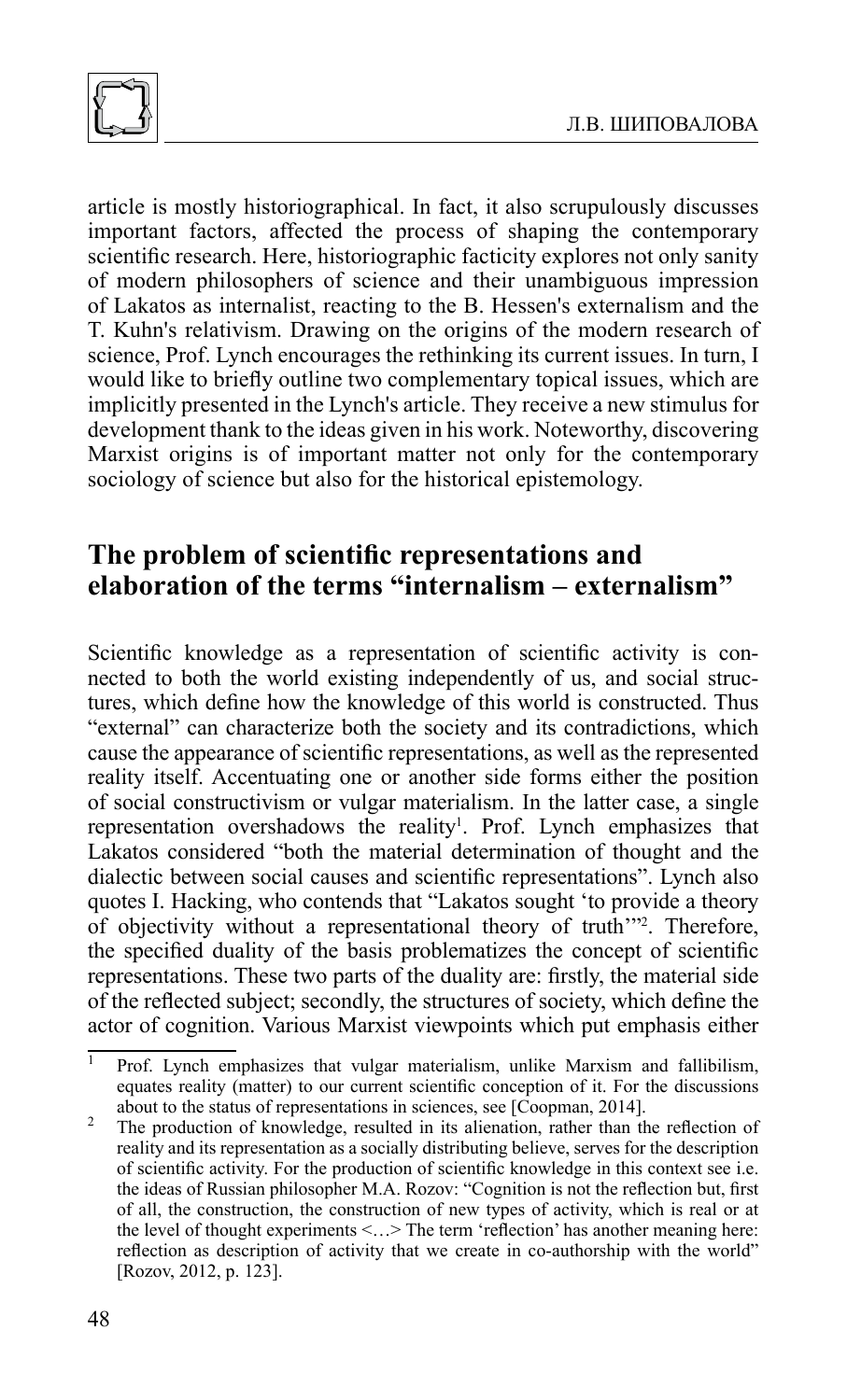article is mostly historiographical. In fact, it also scrupulously discusses important factors, affected the process of shaping the contemporary scientific research. Here, historiographic facticity explores not only sanity of modern philosophers of science and their unambiguous impression of Lakatos as internalist, reacting to the B. Hessen's externalism and the T. Kuhn's relativism. Drawing on the origins of the modern research of science, Prof. Lynch encourages the rethinking its current issues. In turn, I would like to briefly outline two complementary topical issues, which are implicitly presented in the Lynch's article. They receive a new stimulus for development thank to the ideas given in his work. Noteworthy, discovering Marxist origins is of important matter not only for the contemporary sociology of science but also for the historical epistemology.

## The problem of scientific representations and elaboration of the terms "internalism – externalism"

Scientific knowledge as a representation of scientific activity is connected to both the world existing independently of us, and social structures, which define how the knowledge of this world is constructed. Thus "external" can characterize both the society and its contradictions, which cause the appearance of scientific representations, as well as the represented reality itself. Accentuating one or another side forms either the position of social constructivism or vulgar materialism. In the latter case, a single representation overshadows the reality[1]. Prof. Lynch emphasizes that Lakatos considered "both the material determination of thought and the dialectic between social causes and scientific representations". Lynch also quotes I. Hacking, who contends that "Lakatos sought 'to provide a theory of objectivity without a representational theory of truth'"[2]. Therefore, the specified duality of the basis problematizes the concept of scientific representations. These two parts of the duality are: firstly, the material side of the reflected subject; secondly, the structures of society, which define the actor of cognition. Various Marxist viewpoints which put emphasis either

[1] Prof. Lynch emphasizes that vulgar materialism, unlike Marxism and fallibilism, equates reality (matter) to our current scientific conception of it. For the discussions about to the status of representations in sciences, see [Coopman, 2014].

[2] The production of knowledge, resulted in its alienation, rather than the reflection of reality and its representation as a socially distributing believe, serves for the description of scientific activity. For the production of scientific knowledge in this context see i.e. the ideas of Russian philosopher M.A. Rozov: "Cognition is not the reflection but, first of all, the construction, the construction of new types of activity, which is real or at the level of thought experiments <…> The term 'reflection' has another meaning here: reflection as description of activity that we create in co-authorship with the world" [Rozov, 2012, p. 123].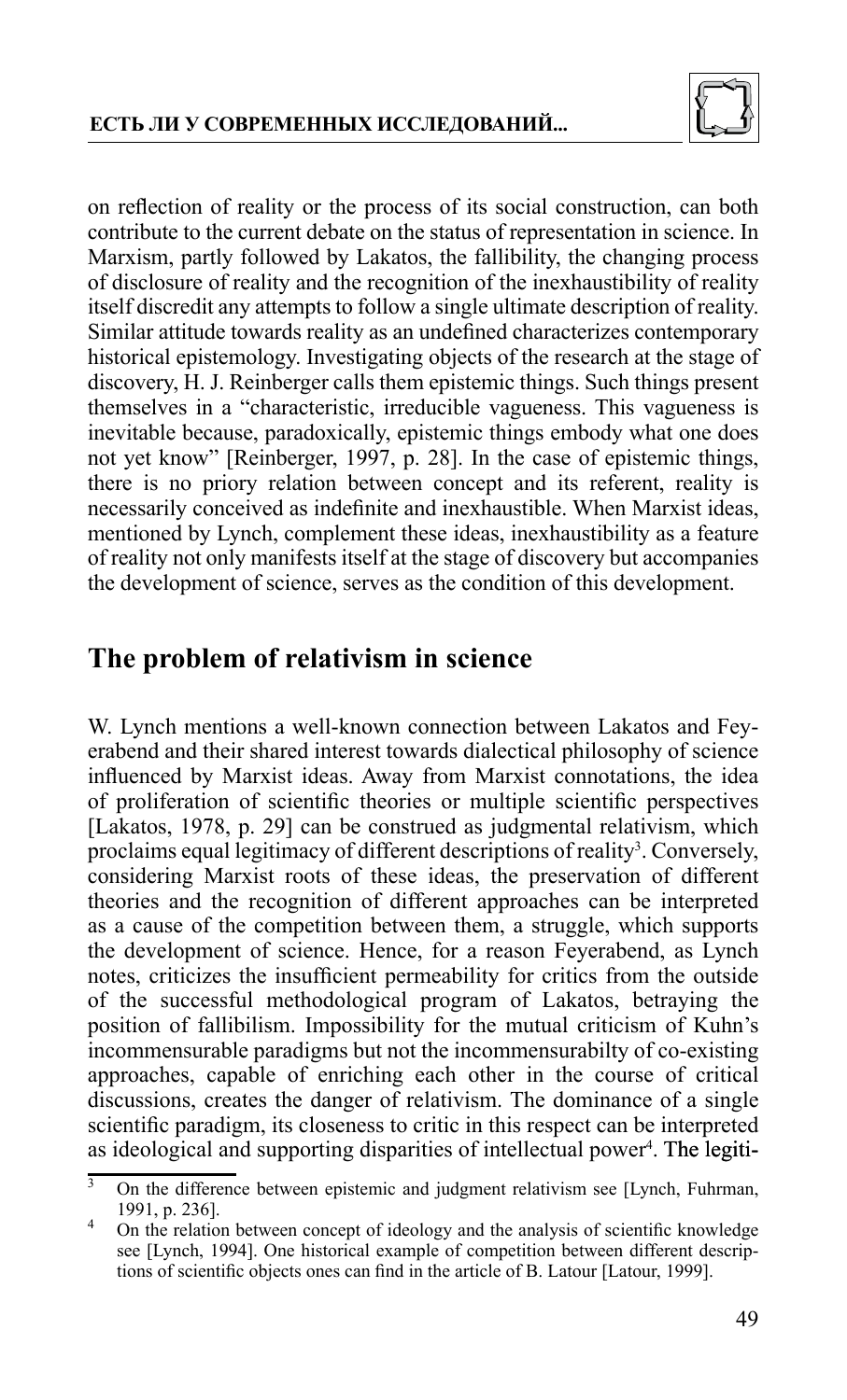on reflection of reality or the process of its social construction, can both contribute to the current debate on the status of representation in science. In Marxism, partly followed by Lakatos, the fallibility, the changing process of disclosure of reality and the recognition of the inexhaustibility of reality itself discredit any attempts to follow a single ultimate description of reality. Similar attitude towards reality as an undefined characterizes contemporary historical epistemology. Investigating objects of the research at the stage of discovery, H. J. Reinberger calls them epistemic things. Such things present themselves in a "characteristic, irreducible vagueness. This vagueness is inevitable because, paradoxically, epistemic things embody what one does not yet know" [Reinberger, 1997, p. 28]. In the case of epistemic things, there is no priory relation between concept and its referent, reality is necessarily conceived as indefinite and inexhaustible. When Marxist ideas, mentioned by Lynch, complement these ideas, inexhaustibility as a feature of reality not only manifests itself at the stage of discovery but accompanies the development of science, serves as the condition of this development.

## The problem of relativism in science

W. Lynch mentions a well-known connection between Lakatos and Feyerabend and their shared interest towards dialectical philosophy of science influenced by Marxist ideas. Away from Marxist connotations, the idea of proliferation of scientific theories or multiple scientific perspectives [Lakatos, 1978, p. 29] can be construed as judgmental relativism, which proclaims equal legitimacy of different descriptions of reality[3]. Conversely, considering Marxist roots of these ideas, the preservation of different theories and the recognition of different approaches can be interpreted as a cause of the competition between them, a struggle, which supports the development of science. Hence, for a reason Feyerabend, as Lynch notes, criticizes the insufficient permeability for critics from the outside of the successful methodological program of Lakatos, betraying the position of fallibilism. Impossibility for the mutual criticism of Kuhn's incommensurable paradigms but not the incommensurabilty of co-existing approaches, capable of enriching each other in the course of critical discussions, creates the danger of relativism. The dominance of a single scientific paradigm, its closeness to critic in this respect can be interpreted as ideological and supporting disparities of intellectual power[4]. The legiti-

[3] On the difference between epistemic and judgment relativism see [Lynch, Fuhrman, 1991, p. 236].

[4] On the relation between concept of ideology and the analysis of scientific knowledge see [Lynch, 1994]. One historical example of competition between different descriptions of scientific objects ones can find in the article of B. Latour [Latour, 1999].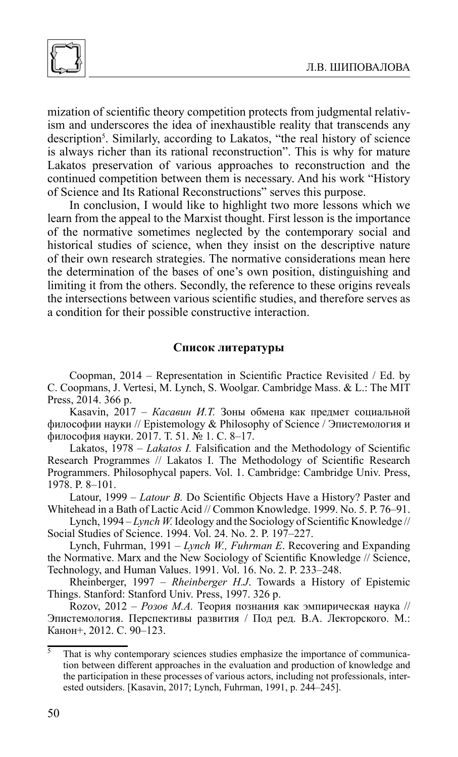mization of scientific theory competition protects from judgmental relativism and underscores the idea of inexhaustible reality that transcends any description[5]. Similarly, according to Lakatos, "the real history of science is always richer than its rational reconstruction". This is why for mature Lakatos preservation of various approaches to reconstruction and the continued competition between them is necessary. And his work "History of Science and Its Rational Reconstructions" serves this purpose.

In conclusion, I would like to highlight two more lessons which we learn from the appeal to the Marxist thought. First lesson is the importance of the normative sometimes neglected by the contemporary social and historical studies of science, when they insist on the descriptive nature of their own research strategies. The normative considerations mean here the determination of the bases of one's own position, distinguishing and limiting it from the others. Secondly, the reference to these origins reveals the intersections between various scientific studies, and therefore serves as a condition for their possible constructive interaction.

### Список литературы

Coopman, 2014 – Representation in Scientific Practice Revisited / Ed. by C. Coopmans, J. Vertesi, M. Lynch, S. Woolgar. Cambridge Mass. & L.: The MIT Press, 2014. 366 p.

Kasavin, 2017 – *Касавин И.Т.* Зоны обмена как предмет социальной философии науки // Epistemology & Philosophy of Science / Эпистемология и философия науки. 2017. Т. 51. № 1. С. 8–17.

Lakatos, 1978 – *Lakatos I.* Falsification and the Methodology of Scientific Research Programmes // Lakatos I. The Methodology of Scientific Research Programmers. Philosophycal papers. Vol. 1. Cambridge: Cambridge Univ. Press, 1978. P. 8–101.

Latour, 1999 – *Latour B.* Do Scientific Objects Have a History? Paster and Whitehead in a Bath of Lactic Acid // Common Knowledge. 1999. No. 5. P. 76–91.

Lynch, 1994 – *Lynch W.* Ideology and the Sociology of Scientific Knowledge // Social Studies of Science. 1994. Vol. 24. No. 2. P. 197–227.

Lynch, Fuhrman, 1991 – *Lynch W., Fuhrman E*. Recovering and Expanding the Normative. Marx and the New Sociology of Scientific Knowledge // Science, Technology, and Human Values. 1991. Vol. 16. No. 2. P. 233–248.

Rheinberger, 1997 – *Rheinberger H.J*. Towards a History of Epistemic Things. Stanford: Stanford Univ. Press, 1997. 326 p.

Rozov, 2012 – *Розов М.А.* Теория познания как эмпирическая наука // Эпистемология. Перспективы развития / Под ред. В.А. Лекторского. М.: Канон+, 2012. С. 90–123.

---

[5] That is why contemporary sciences studies emphasize the importance of communication between different approaches in the evaluation and production of knowledge and the participation in these processes of various actors, including not professionals, interested outsiders. [Kasavin, 2017; Lynch, Fuhrman, 1991, p. 244–245].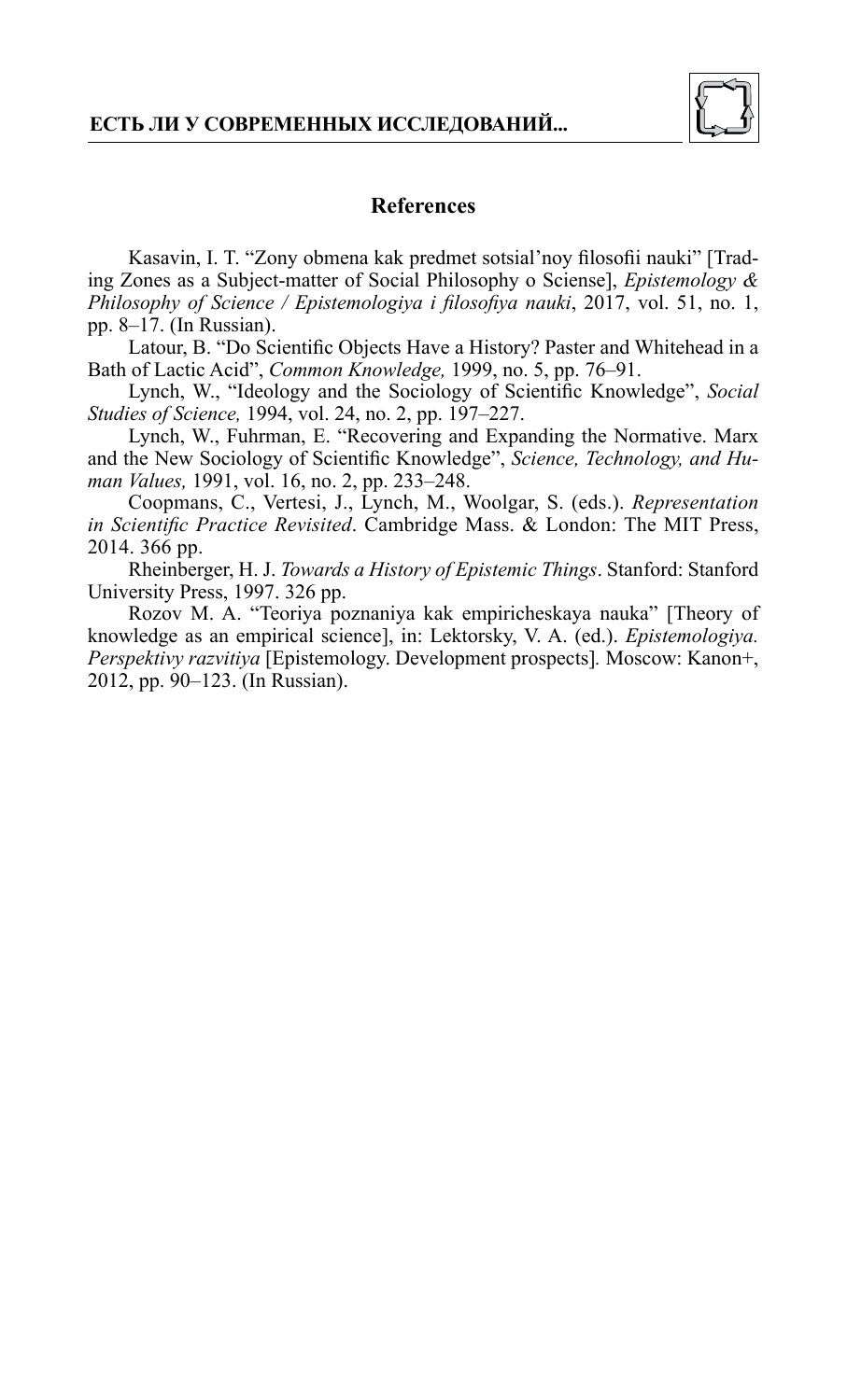## References

Kasavin, I. T. "Zony obmena kak predmet sotsial'noy filosofii nauki" [Trading Zones as a Subject-matter of Social Philosophy o Sciense], *Epistemology & Philosophy of Science / Epistemologiya i filosofiya nauki*, 2017, vol. 51, no. 1, pp. 8–17. (In Russian).

Latour, B. "Do Scientific Objects Have a History? Paster and Whitehead in a Bath of Lactic Acid", *Common Knowledge,* 1999, no. 5, pp. 76–91.

Lynch, W., "Ideology and the Sociology of Scientific Knowledge", *Social Studies of Science,* 1994, vol. 24, no. 2, pp. 197–227.

Lynch, W., Fuhrman, E. "Recovering and Expanding the Normative. Marx and the New Sociology of Scientific Knowledge", *Science, Technology, and Human Values,* 1991, vol. 16, no. 2, pp. 233–248.

Coopmans, C., Vertesi, J., Lynch, M., Woolgar, S. (eds.). *Representation in Scientific Practice Revisited*. Cambridge Mass. & London: The MIT Press, 2014. 366 pp.

Rheinberger, H. J. *Towards a History of Epistemic Things*. Stanford: Stanford University Press, 1997. 326 pp.

Rozov M. A. "Teoriya poznaniya kak empiricheskaya nauka" [Theory of knowledge as an empirical science], in: Lektorsky, V. A. (ed.). *Epistemologiya. Perspektivy razvitiya* [Epistemology. Development prospects]*.* Moscow: Kanon+, 2012, pp. 90–123. (In Russian).